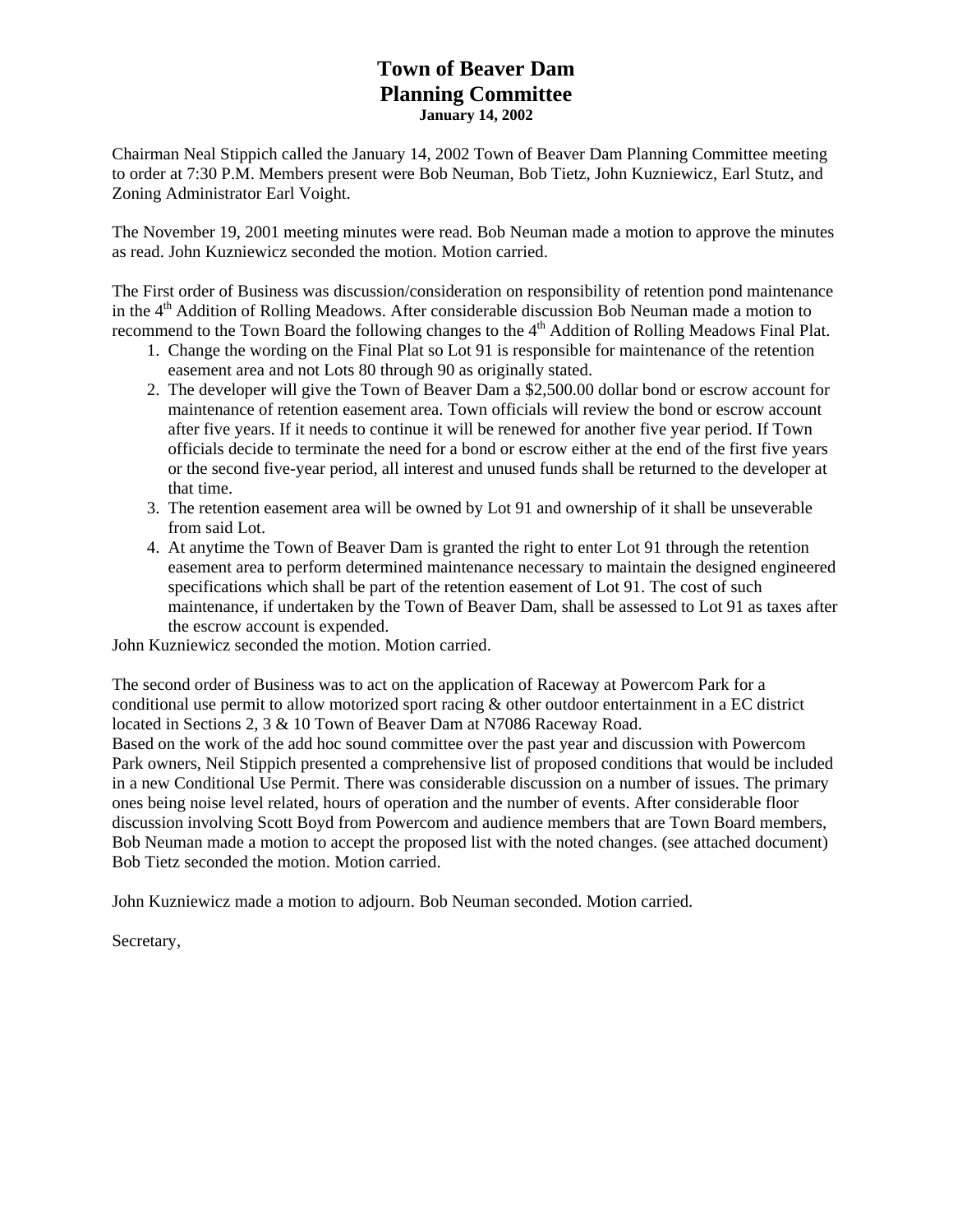# Town of Beaver Dam
# Planning Committee
**January 14, 2002**

Chairman Neal Stippich called the January 14, 2002 Town of Beaver Dam Planning Committee meeting to order at 7:30 P.M. Members present were Bob Neuman, Bob Tietz, John Kuzniewicz, Earl Stutz, and Zoning Administrator Earl Voight.

The November 19, 2001 meeting minutes were read. Bob Neuman made a motion to approve the minutes as read. John Kuzniewicz seconded the motion. Motion carried.

The First order of Business was discussion/consideration on responsibility of retention pond maintenance in the 4th Addition of Rolling Meadows. After considerable discussion Bob Neuman made a motion to recommend to the Town Board the following changes to the 4th Addition of Rolling Meadows Final Plat.

1. Change the wording on the Final Plat so Lot 91 is responsible for maintenance of the retention easement area and not Lots 80 through 90 as originally stated.
2. The developer will give the Town of Beaver Dam a $2,500.00 dollar bond or escrow account for maintenance of retention easement area. Town officials will review the bond or escrow account after five years. If it needs to continue it will be renewed for another five year period. If Town officials decide to terminate the need for a bond or escrow either at the end of the first five years or the second five-year period, all interest and unused funds shall be returned to the developer at that time.
3. The retention easement area will be owned by Lot 91 and ownership of it shall be unseverable from said Lot.
4. At anytime the Town of Beaver Dam is granted the right to enter Lot 91 through the retention easement area to perform determined maintenance necessary to maintain the designed engineered specifications which shall be part of the retention easement of Lot 91. The cost of such maintenance, if undertaken by the Town of Beaver Dam, shall be assessed to Lot 91 as taxes after the escrow account is expended.

John Kuzniewicz seconded the motion. Motion carried.

The second order of Business was to act on the application of Raceway at Powercom Park for a conditional use permit to allow motorized sport racing & other outdoor entertainment in a EC district located in Sections 2, 3 & 10 Town of Beaver Dam at N7086 Raceway Road.
Based on the work of the add hoc sound committee over the past year and discussion with Powercom Park owners, Neil Stippich presented a comprehensive list of proposed conditions that would be included in a new Conditional Use Permit. There was considerable discussion on a number of issues. The primary ones being noise level related, hours of operation and the number of events. After considerable floor discussion involving Scott Boyd from Powercom and audience members that are Town Board members, Bob Neuman made a motion to accept the proposed list with the noted changes. (see attached document) Bob Tietz seconded the motion. Motion carried.

John Kuzniewicz made a motion to adjourn. Bob Neuman seconded. Motion carried.

Secretary,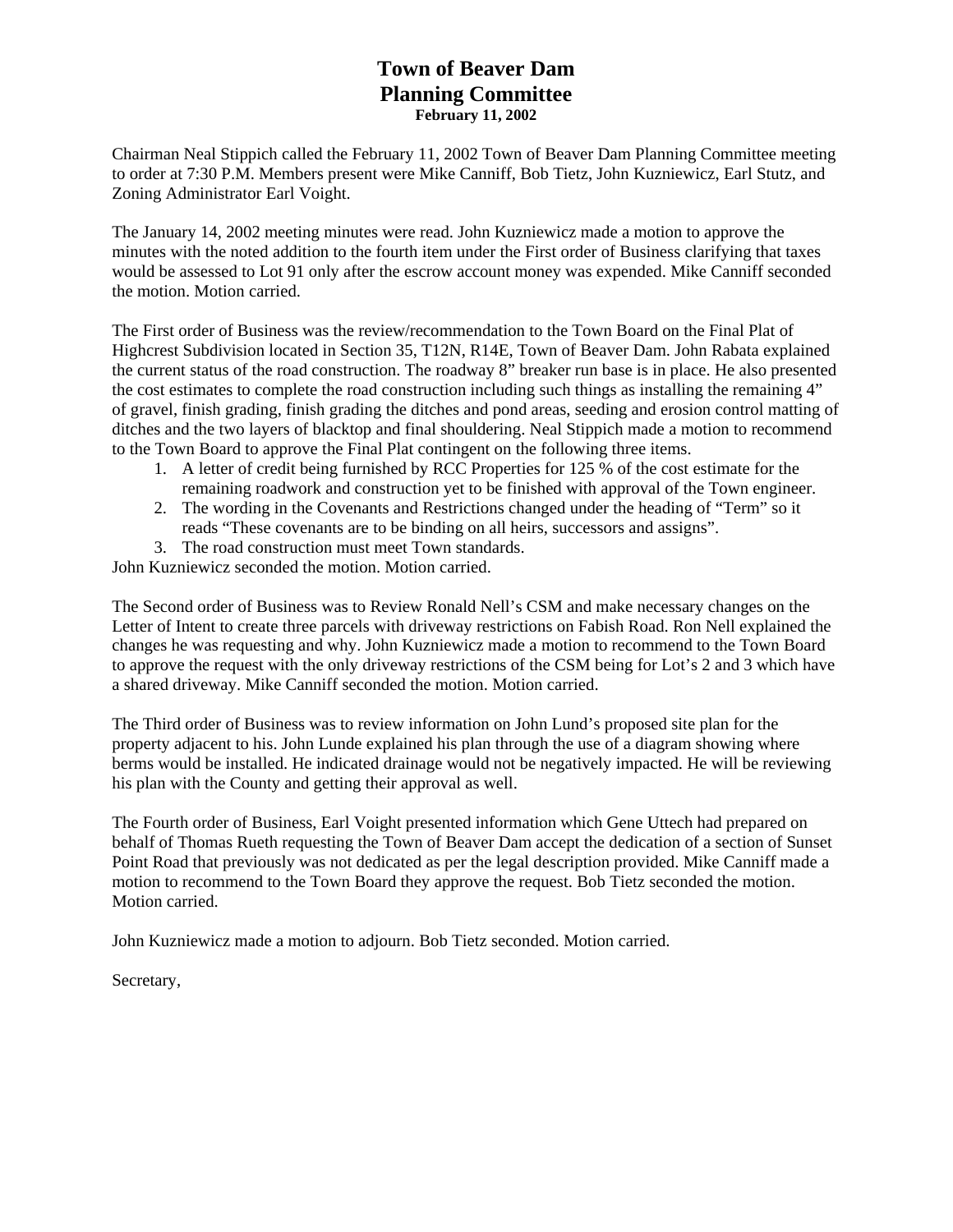# Town of Beaver Dam
# Planning Committee
**February 11, 2002**

Chairman Neal Stippich called the February 11, 2002 Town of Beaver Dam Planning Committee meeting to order at 7:30 P.M. Members present were Mike Canniff, Bob Tietz, John Kuzniewicz, Earl Stutz, and Zoning Administrator Earl Voight.

The January 14, 2002 meeting minutes were read. John Kuzniewicz made a motion to approve the minutes with the noted addition to the fourth item under the First order of Business clarifying that taxes would be assessed to Lot 91 only after the escrow account money was expended. Mike Canniff seconded the motion. Motion carried.

The First order of Business was the review/recommendation to the Town Board on the Final Plat of Highcrest Subdivision located in Section 35, T12N, R14E, Town of Beaver Dam. John Rabata explained the current status of the road construction. The roadway 8" breaker run base is in place. He also presented the cost estimates to complete the road construction including such things as installing the remaining 4" of gravel, finish grading, finish grading the ditches and pond areas, seeding and erosion control matting of ditches and the two layers of blacktop and final shouldering. Neal Stippich made a motion to recommend to the Town Board to approve the Final Plat contingent on the following three items.

1. A letter of credit being furnished by RCC Properties for 125 % of the cost estimate for the remaining roadwork and construction yet to be finished with approval of the Town engineer.
2. The wording in the Covenants and Restrictions changed under the heading of "Term" so it reads "These covenants are to be binding on all heirs, successors and assigns".
3. The road construction must meet Town standards.

John Kuzniewicz seconded the motion. Motion carried.

The Second order of Business was to Review Ronald Nell's CSM and make necessary changes on the Letter of Intent to create three parcels with driveway restrictions on Fabish Road. Ron Nell explained the changes he was requesting and why. John Kuzniewicz made a motion to recommend to the Town Board to approve the request with the only driveway restrictions of the CSM being for Lot's 2 and 3 which have a shared driveway. Mike Canniff seconded the motion. Motion carried.

The Third order of Business was to review information on John Lund's proposed site plan for the property adjacent to his. John Lunde explained his plan through the use of a diagram showing where berms would be installed. He indicated drainage would not be negatively impacted. He will be reviewing his plan with the County and getting their approval as well.

The Fourth order of Business, Earl Voight presented information which Gene Uttech had prepared on behalf of Thomas Rueth requesting the Town of Beaver Dam accept the dedication of a section of Sunset Point Road that previously was not dedicated as per the legal description provided. Mike Canniff made a motion to recommend to the Town Board they approve the request. Bob Tietz seconded the motion. Motion carried.

John Kuzniewicz made a motion to adjourn. Bob Tietz seconded. Motion carried.

Secretary,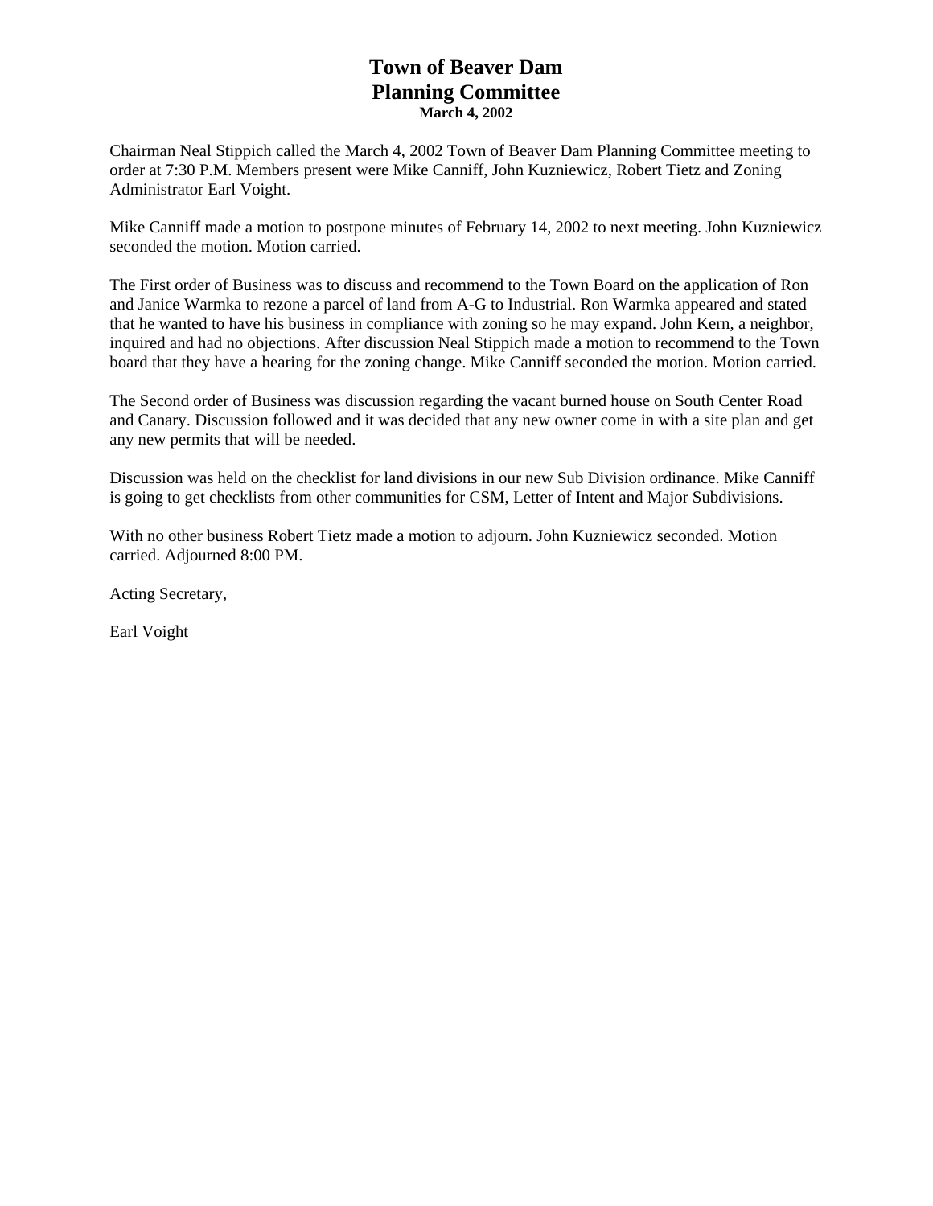# Town of Beaver Dam
## Planning Committee
**March 4, 2002**

Chairman Neal Stippich called the March 4, 2002 Town of Beaver Dam Planning Committee meeting to order at 7:30 P.M. Members present were Mike Canniff, John Kuzniewicz, Robert Tietz and Zoning Administrator Earl Voight.

Mike Canniff made a motion to postpone minutes of February 14, 2002 to next meeting. John Kuzniewicz seconded the motion. Motion carried.

The First order of Business was to discuss and recommend to the Town Board on the application of Ron and Janice Warmka to rezone a parcel of land from A-G to Industrial. Ron Warmka appeared and stated that he wanted to have his business in compliance with zoning so he may expand. John Kern, a neighbor, inquired and had no objections. After discussion Neal Stippich made a motion to recommend to the Town board that they have a hearing for the zoning change. Mike Canniff seconded the motion. Motion carried.

The Second order of Business was discussion regarding the vacant burned house on South Center Road and Canary. Discussion followed and it was decided that any new owner come in with a site plan and get any new permits that will be needed.

Discussion was held on the checklist for land divisions in our new Sub Division ordinance. Mike Canniff is going to get checklists from other communities for CSM, Letter of Intent and Major Subdivisions.

With no other business Robert Tietz made a motion to adjourn. John Kuzniewicz seconded. Motion carried. Adjourned 8:00 PM.

Acting Secretary,

Earl Voight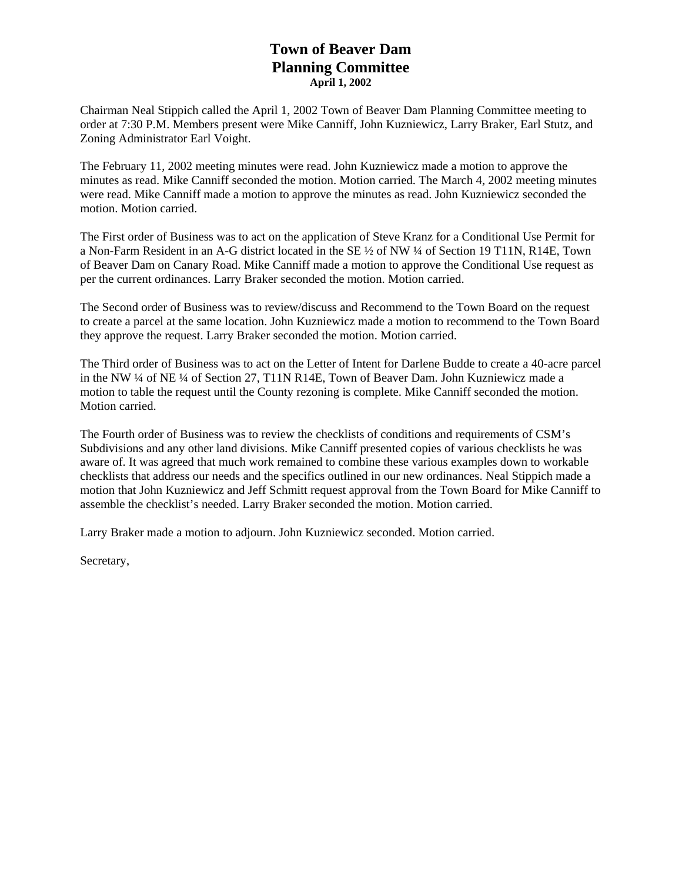# Town of Beaver Dam
# Planning Committee
**April 1, 2002**

Chairman Neal Stippich called the April 1, 2002 Town of Beaver Dam Planning Committee meeting to order at 7:30 P.M. Members present were Mike Canniff, John Kuzniewicz, Larry Braker, Earl Stutz, and Zoning Administrator Earl Voight.

The February 11, 2002 meeting minutes were read. John Kuzniewicz made a motion to approve the minutes as read. Mike Canniff seconded the motion. Motion carried. The March 4, 2002 meeting minutes were read. Mike Canniff made a motion to approve the minutes as read. John Kuzniewicz seconded the motion. Motion carried.

The First order of Business was to act on the application of Steve Kranz for a Conditional Use Permit for a Non-Farm Resident in an A-G district located in the SE ½ of NW ¼ of Section 19 T11N, R14E, Town of Beaver Dam on Canary Road. Mike Canniff made a motion to approve the Conditional Use request as per the current ordinances. Larry Braker seconded the motion. Motion carried.

The Second order of Business was to review/discuss and Recommend to the Town Board on the request to create a parcel at the same location. John Kuzniewicz made a motion to recommend to the Town Board they approve the request. Larry Braker seconded the motion. Motion carried.

The Third order of Business was to act on the Letter of Intent for Darlene Budde to create a 40-acre parcel in the NW ¼ of NE ¼ of Section 27, T11N R14E, Town of Beaver Dam. John Kuzniewicz made a motion to table the request until the County rezoning is complete. Mike Canniff seconded the motion. Motion carried.

The Fourth order of Business was to review the checklists of conditions and requirements of CSM's Subdivisions and any other land divisions. Mike Canniff presented copies of various checklists he was aware of. It was agreed that much work remained to combine these various examples down to workable checklists that address our needs and the specifics outlined in our new ordinances. Neal Stippich made a motion that John Kuzniewicz and Jeff Schmitt request approval from the Town Board for Mike Canniff to assemble the checklist's needed. Larry Braker seconded the motion. Motion carried.

Larry Braker made a motion to adjourn. John Kuzniewicz seconded. Motion carried.

Secretary,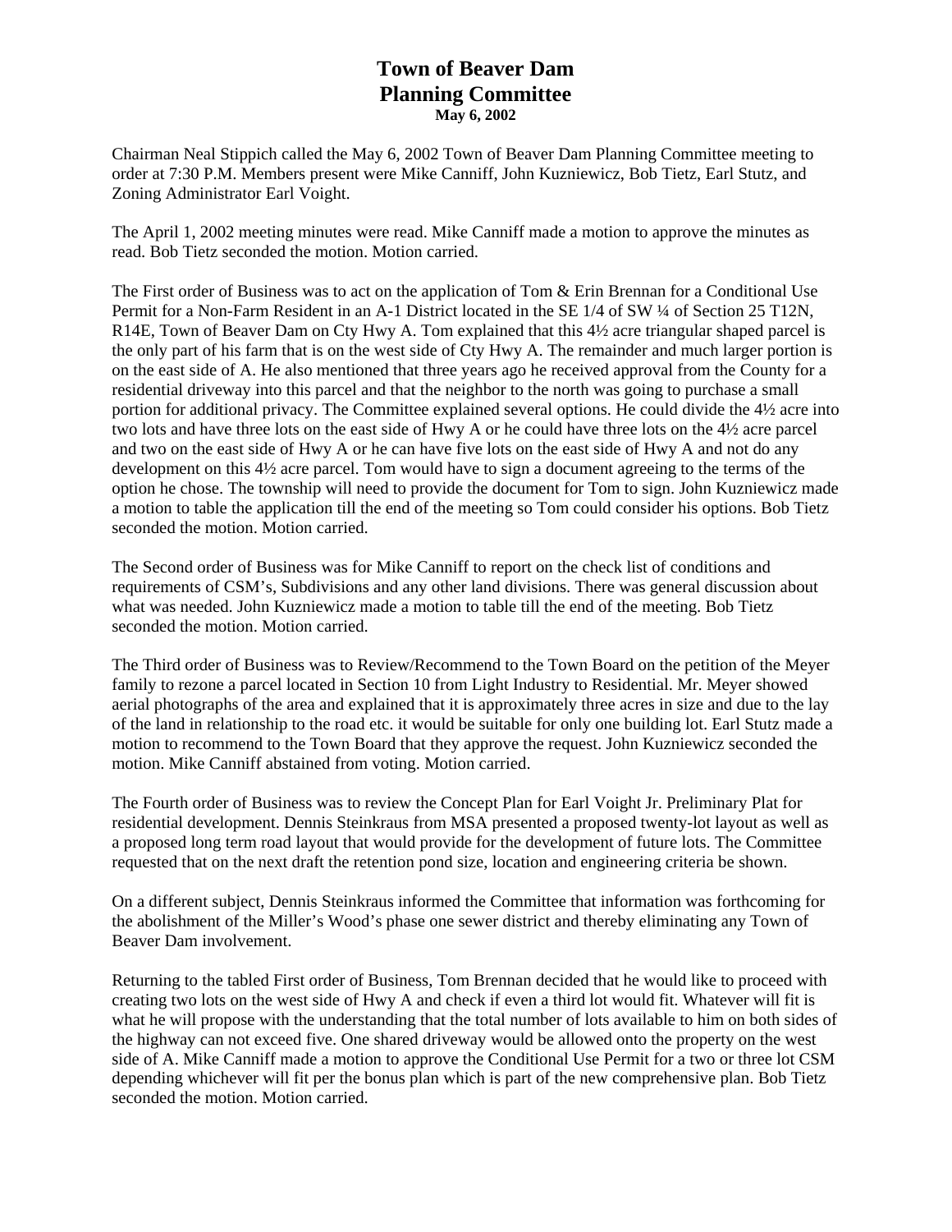# Town of Beaver Dam
# Planning Committee

**May 6, 2002**

Chairman Neal Stippich called the May 6, 2002 Town of Beaver Dam Planning Committee meeting to order at 7:30 P.M. Members present were Mike Canniff, John Kuzniewicz, Bob Tietz, Earl Stutz, and Zoning Administrator Earl Voight.

The April 1, 2002 meeting minutes were read. Mike Canniff made a motion to approve the minutes as read. Bob Tietz seconded the motion. Motion carried.

The First order of Business was to act on the application of Tom & Erin Brennan for a Conditional Use Permit for a Non-Farm Resident in an A-1 District located in the SE 1/4 of SW ¼ of Section 25 T12N, R14E, Town of Beaver Dam on Cty Hwy A. Tom explained that this 4½ acre triangular shaped parcel is the only part of his farm that is on the west side of Cty Hwy A. The remainder and much larger portion is on the east side of A. He also mentioned that three years ago he received approval from the County for a residential driveway into this parcel and that the neighbor to the north was going to purchase a small portion for additional privacy. The Committee explained several options. He could divide the 4½ acre into two lots and have three lots on the east side of Hwy A or he could have three lots on the 4½ acre parcel and two on the east side of Hwy A or he can have five lots on the east side of Hwy A and not do any development on this 4½ acre parcel. Tom would have to sign a document agreeing to the terms of the option he chose. The township will need to provide the document for Tom to sign. John Kuzniewicz made a motion to table the application till the end of the meeting so Tom could consider his options. Bob Tietz seconded the motion. Motion carried.

The Second order of Business was for Mike Canniff to report on the check list of conditions and requirements of CSM's, Subdivisions and any other land divisions. There was general discussion about what was needed. John Kuzniewicz made a motion to table till the end of the meeting. Bob Tietz seconded the motion. Motion carried.

The Third order of Business was to Review/Recommend to the Town Board on the petition of the Meyer family to rezone a parcel located in Section 10 from Light Industry to Residential. Mr. Meyer showed aerial photographs of the area and explained that it is approximately three acres in size and due to the lay of the land in relationship to the road etc. it would be suitable for only one building lot. Earl Stutz made a motion to recommend to the Town Board that they approve the request. John Kuzniewicz seconded the motion. Mike Canniff abstained from voting. Motion carried.

The Fourth order of Business was to review the Concept Plan for Earl Voight Jr. Preliminary Plat for residential development. Dennis Steinkraus from MSA presented a proposed twenty-lot layout as well as a proposed long term road layout that would provide for the development of future lots. The Committee requested that on the next draft the retention pond size, location and engineering criteria be shown.

On a different subject, Dennis Steinkraus informed the Committee that information was forthcoming for the abolishment of the Miller's Wood's phase one sewer district and thereby eliminating any Town of Beaver Dam involvement.

Returning to the tabled First order of Business, Tom Brennan decided that he would like to proceed with creating two lots on the west side of Hwy A and check if even a third lot would fit. Whatever will fit is what he will propose with the understanding that the total number of lots available to him on both sides of the highway can not exceed five. One shared driveway would be allowed onto the property on the west side of A. Mike Canniff made a motion to approve the Conditional Use Permit for a two or three lot CSM depending whichever will fit per the bonus plan which is part of the new comprehensive plan. Bob Tietz seconded the motion. Motion carried.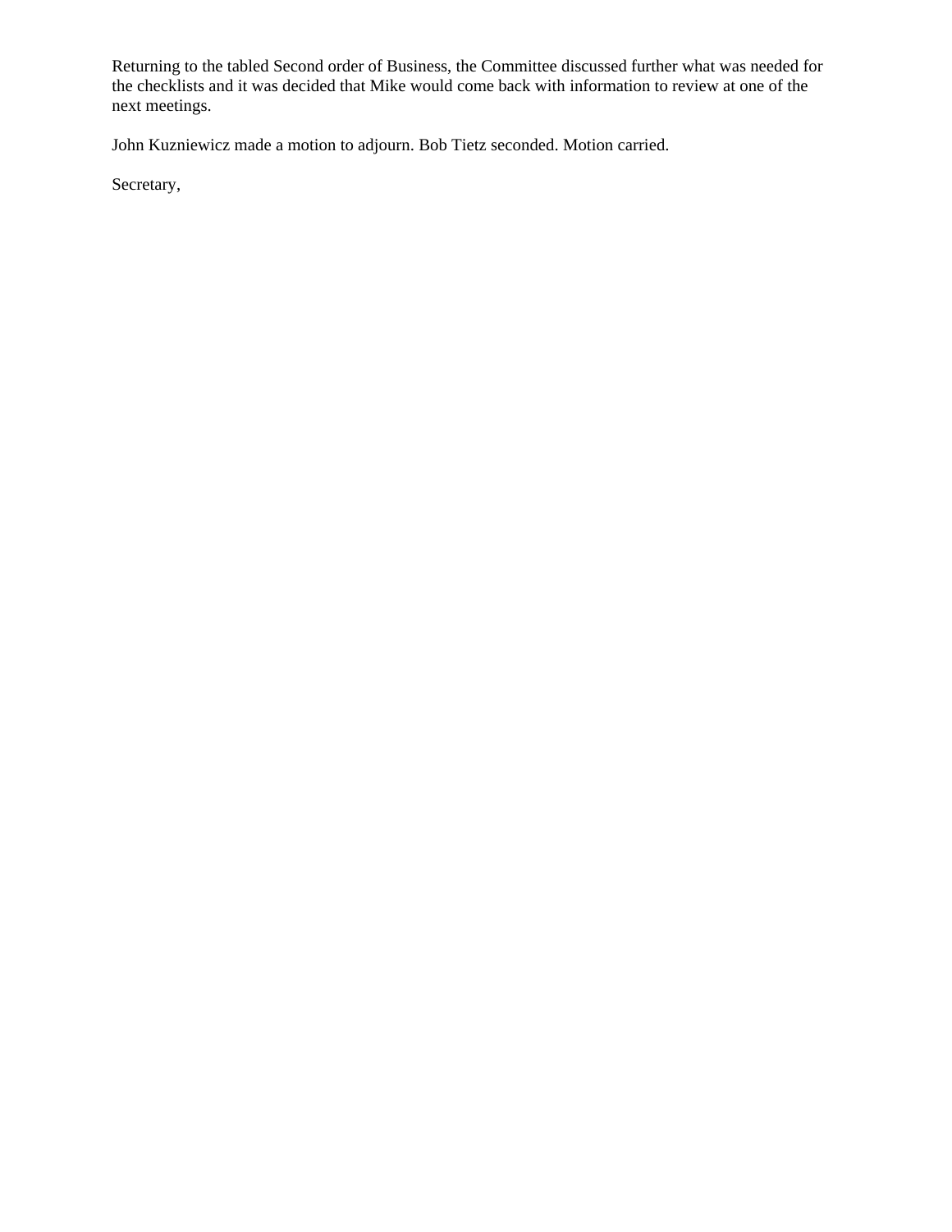Returning to the tabled Second order of Business, the Committee discussed further what was needed for the checklists and it was decided that Mike would come back with information to review at one of the next meetings.

John Kuzniewicz made a motion to adjourn. Bob Tietz seconded. Motion carried.

Secretary,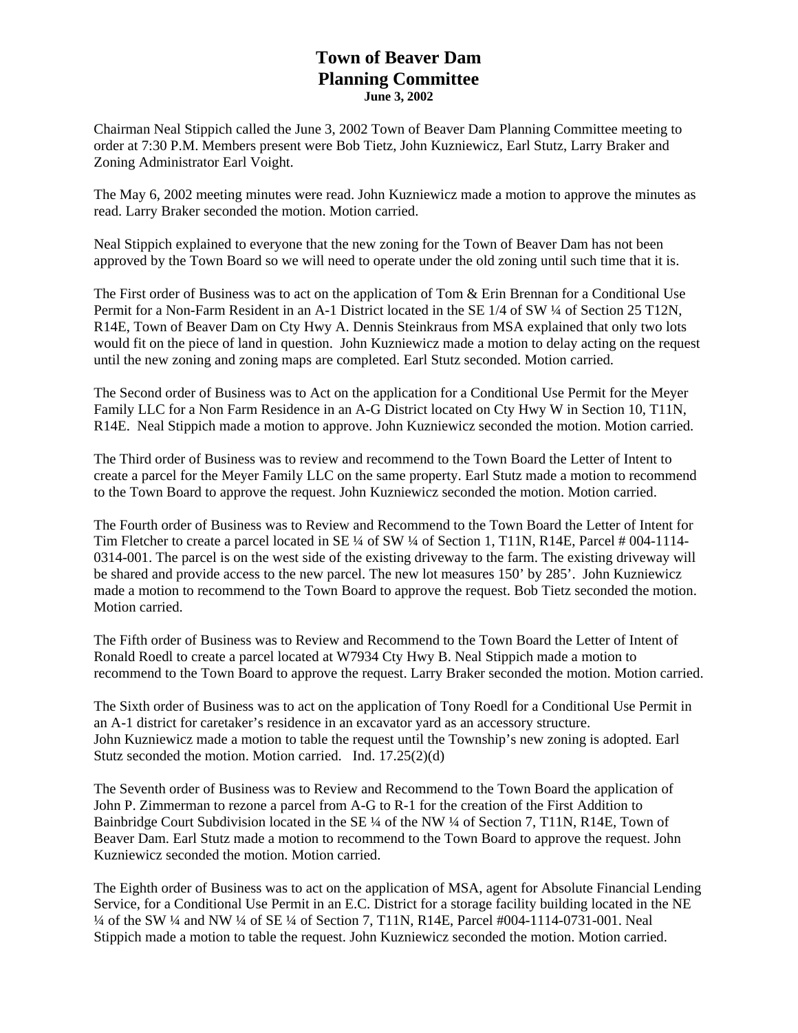# Town of Beaver Dam
# Planning Committee
**June 3, 2002**

Chairman Neal Stippich called the June 3, 2002 Town of Beaver Dam Planning Committee meeting to order at 7:30 P.M. Members present were Bob Tietz, John Kuzniewicz, Earl Stutz, Larry Braker and Zoning Administrator Earl Voight.

The May 6, 2002 meeting minutes were read. John Kuzniewicz made a motion to approve the minutes as read. Larry Braker seconded the motion. Motion carried.

Neal Stippich explained to everyone that the new zoning for the Town of Beaver Dam has not been approved by the Town Board so we will need to operate under the old zoning until such time that it is.

The First order of Business was to act on the application of Tom & Erin Brennan for a Conditional Use Permit for a Non-Farm Resident in an A-1 District located in the SE 1/4 of SW ¼ of Section 25 T12N, R14E, Town of Beaver Dam on Cty Hwy A. Dennis Steinkraus from MSA explained that only two lots would fit on the piece of land in question. John Kuzniewicz made a motion to delay acting on the request until the new zoning and zoning maps are completed. Earl Stutz seconded. Motion carried.

The Second order of Business was to Act on the application for a Conditional Use Permit for the Meyer Family LLC for a Non Farm Residence in an A-G District located on Cty Hwy W in Section 10, T11N, R14E. Neal Stippich made a motion to approve. John Kuzniewicz seconded the motion. Motion carried.

The Third order of Business was to review and recommend to the Town Board the Letter of Intent to create a parcel for the Meyer Family LLC on the same property. Earl Stutz made a motion to recommend to the Town Board to approve the request. John Kuzniewicz seconded the motion. Motion carried.

The Fourth order of Business was to Review and Recommend to the Town Board the Letter of Intent for Tim Fletcher to create a parcel located in SE ¼ of SW ¼ of Section 1, T11N, R14E, Parcel # 004-1114-0314-001. The parcel is on the west side of the existing driveway to the farm. The existing driveway will be shared and provide access to the new parcel. The new lot measures 150' by 285'. John Kuzniewicz made a motion to recommend to the Town Board to approve the request. Bob Tietz seconded the motion. Motion carried.

The Fifth order of Business was to Review and Recommend to the Town Board the Letter of Intent of Ronald Roedl to create a parcel located at W7934 Cty Hwy B. Neal Stippich made a motion to recommend to the Town Board to approve the request. Larry Braker seconded the motion. Motion carried.

The Sixth order of Business was to act on the application of Tony Roedl for a Conditional Use Permit in an A-1 district for caretaker's residence in an excavator yard as an accessory structure.
John Kuzniewicz made a motion to table the request until the Township's new zoning is adopted. Earl Stutz seconded the motion. Motion carried. Ind. 17.25(2)(d)

The Seventh order of Business was to Review and Recommend to the Town Board the application of John P. Zimmerman to rezone a parcel from A-G to R-1 for the creation of the First Addition to Bainbridge Court Subdivision located in the SE ¼ of the NW ¼ of Section 7, T11N, R14E, Town of Beaver Dam. Earl Stutz made a motion to recommend to the Town Board to approve the request. John Kuzniewicz seconded the motion. Motion carried.

The Eighth order of Business was to act on the application of MSA, agent for Absolute Financial Lending Service, for a Conditional Use Permit in an E.C. District for a storage facility building located in the NE ¼ of the SW ¼ and NW ¼ of SE ¼ of Section 7, T11N, R14E, Parcel #004-1114-0731-001. Neal Stippich made a motion to table the request. John Kuzniewicz seconded the motion. Motion carried.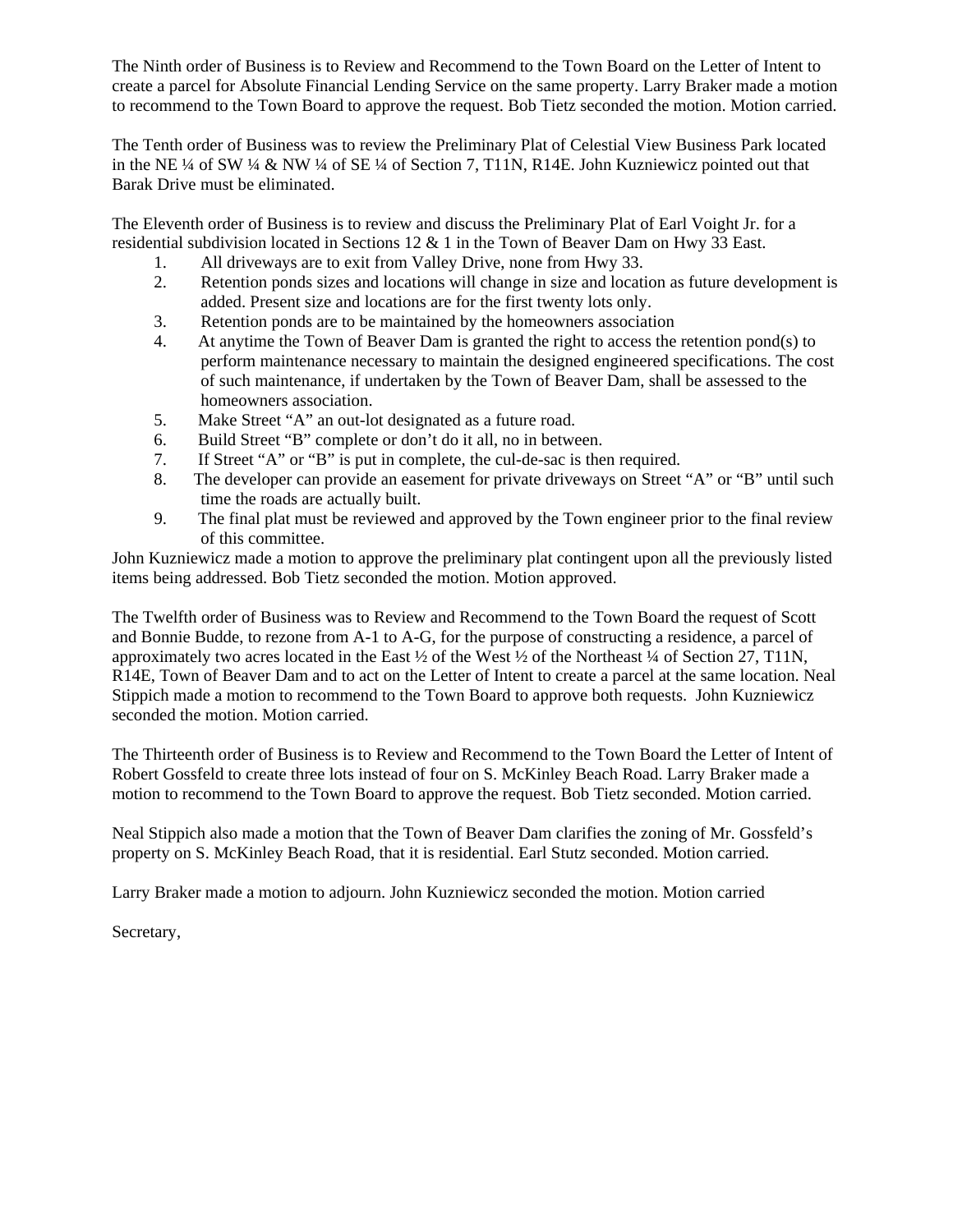The Ninth order of Business is to Review and Recommend to the Town Board on the Letter of Intent to create a parcel for Absolute Financial Lending Service on the same property. Larry Braker made a motion to recommend to the Town Board to approve the request. Bob Tietz seconded the motion. Motion carried.

The Tenth order of Business was to review the Preliminary Plat of Celestial View Business Park located in the NE ¼ of SW ¼ & NW ¼ of SE ¼ of Section 7, T11N, R14E. John Kuzniewicz pointed out that Barak Drive must be eliminated.

The Eleventh order of Business is to review and discuss the Preliminary Plat of Earl Voight Jr. for a residential subdivision located in Sections 12 & 1 in the Town of Beaver Dam on Hwy 33 East.

1. All driveways are to exit from Valley Drive, none from Hwy 33.
2. Retention ponds sizes and locations will change in size and location as future development is added. Present size and locations are for the first twenty lots only.
3. Retention ponds are to be maintained by the homeowners association
4. At anytime the Town of Beaver Dam is granted the right to access the retention pond(s) to perform maintenance necessary to maintain the designed engineered specifications. The cost of such maintenance, if undertaken by the Town of Beaver Dam, shall be assessed to the homeowners association.
5. Make Street "A" an out-lot designated as a future road.
6. Build Street "B" complete or don't do it all, no in between.
7. If Street "A" or "B" is put in complete, the cul-de-sac is then required.
8. The developer can provide an easement for private driveways on Street "A" or "B" until such time the roads are actually built.
9. The final plat must be reviewed and approved by the Town engineer prior to the final review of this committee.

John Kuzniewicz made a motion to approve the preliminary plat contingent upon all the previously listed items being addressed. Bob Tietz seconded the motion. Motion approved.

The Twelfth order of Business was to Review and Recommend to the Town Board the request of Scott and Bonnie Budde, to rezone from A-1 to A-G, for the purpose of constructing a residence, a parcel of approximately two acres located in the East ½ of the West ½ of the Northeast ¼ of Section 27, T11N, R14E, Town of Beaver Dam and to act on the Letter of Intent to create a parcel at the same location. Neal Stippich made a motion to recommend to the Town Board to approve both requests. John Kuzniewicz seconded the motion. Motion carried.

The Thirteenth order of Business is to Review and Recommend to the Town Board the Letter of Intent of Robert Gossfeld to create three lots instead of four on S. McKinley Beach Road. Larry Braker made a motion to recommend to the Town Board to approve the request. Bob Tietz seconded. Motion carried.

Neal Stippich also made a motion that the Town of Beaver Dam clarifies the zoning of Mr. Gossfeld's property on S. McKinley Beach Road, that it is residential. Earl Stutz seconded. Motion carried.

Larry Braker made a motion to adjourn. John Kuzniewicz seconded the motion. Motion carried

Secretary,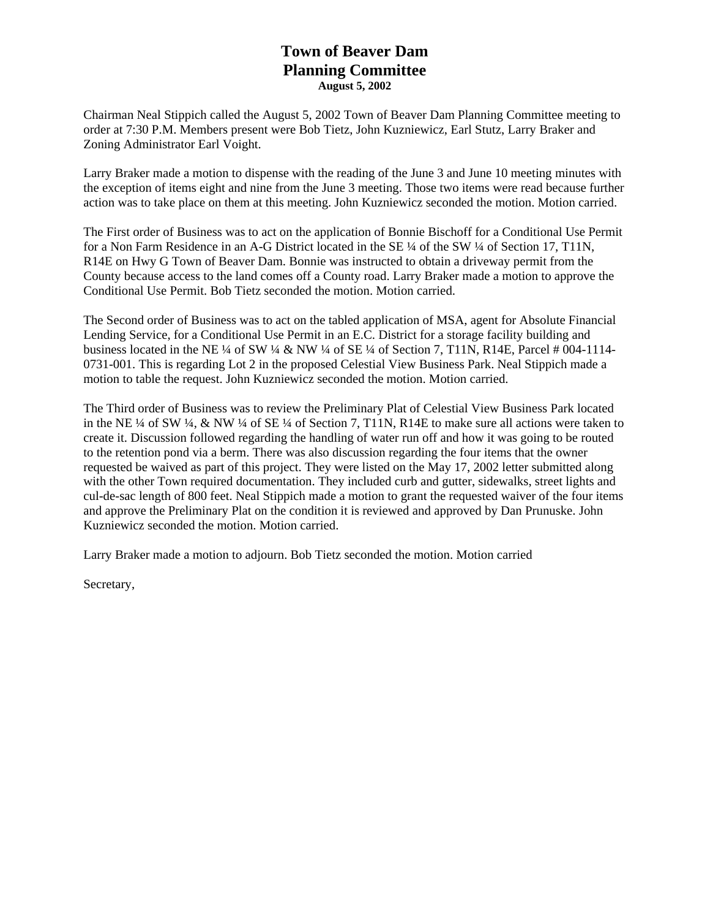# Town of Beaver Dam
# Planning Committee
**August 5, 2002**

Chairman Neal Stippich called the August 5, 2002 Town of Beaver Dam Planning Committee meeting to order at 7:30 P.M. Members present were Bob Tietz, John Kuzniewicz, Earl Stutz, Larry Braker and Zoning Administrator Earl Voight.

Larry Braker made a motion to dispense with the reading of the June 3 and June 10 meeting minutes with the exception of items eight and nine from the June 3 meeting. Those two items were read because further action was to take place on them at this meeting. John Kuzniewicz seconded the motion. Motion carried.

The First order of Business was to act on the application of Bonnie Bischoff for a Conditional Use Permit for a Non Farm Residence in an A-G District located in the SE ¼ of the SW ¼ of Section 17, T11N, R14E on Hwy G Town of Beaver Dam. Bonnie was instructed to obtain a driveway permit from the County because access to the land comes off a County road. Larry Braker made a motion to approve the Conditional Use Permit. Bob Tietz seconded the motion. Motion carried.

The Second order of Business was to act on the tabled application of MSA, agent for Absolute Financial Lending Service, for a Conditional Use Permit in an E.C. District for a storage facility building and business located in the NE ¼ of SW ¼ & NW ¼ of SE ¼ of Section 7, T11N, R14E, Parcel # 004-1114-0731-001. This is regarding Lot 2 in the proposed Celestial View Business Park. Neal Stippich made a motion to table the request. John Kuzniewicz seconded the motion. Motion carried.

The Third order of Business was to review the Preliminary Plat of Celestial View Business Park located in the NE ¼ of SW ¼, & NW ¼ of SE ¼ of Section 7, T11N, R14E to make sure all actions were taken to create it. Discussion followed regarding the handling of water run off and how it was going to be routed to the retention pond via a berm. There was also discussion regarding the four items that the owner requested be waived as part of this project. They were listed on the May 17, 2002 letter submitted along with the other Town required documentation. They included curb and gutter, sidewalks, street lights and cul-de-sac length of 800 feet. Neal Stippich made a motion to grant the requested waiver of the four items and approve the Preliminary Plat on the condition it is reviewed and approved by Dan Prunuske. John Kuzniewicz seconded the motion. Motion carried.

Larry Braker made a motion to adjourn. Bob Tietz seconded the motion. Motion carried

Secretary,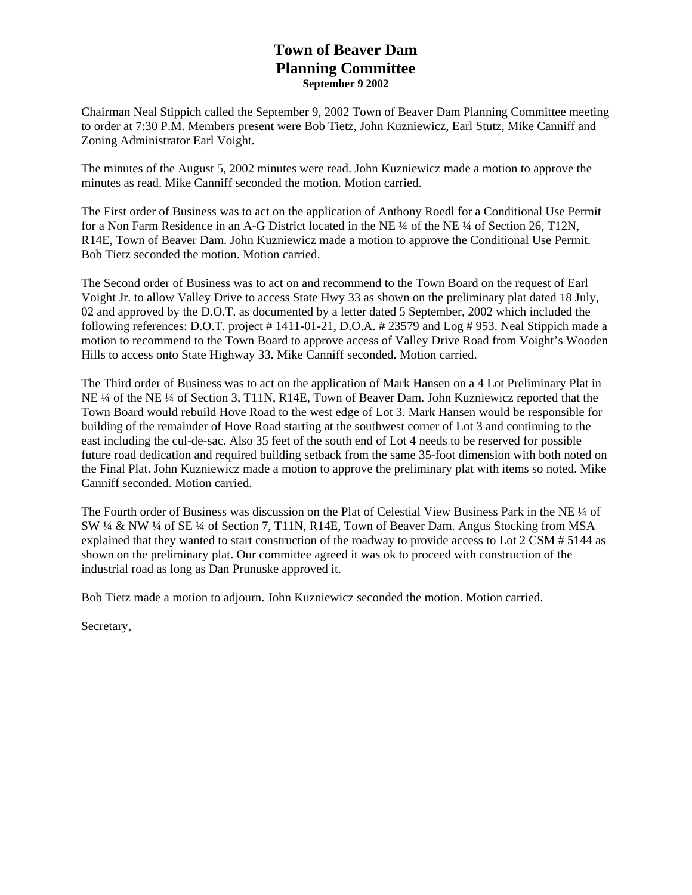# Town of Beaver Dam
# Planning Committee
**September 9 2002**

Chairman Neal Stippich called the September 9, 2002 Town of Beaver Dam Planning Committee meeting to order at 7:30 P.M. Members present were Bob Tietz, John Kuzniewicz, Earl Stutz, Mike Canniff and Zoning Administrator Earl Voight.

The minutes of the August 5, 2002 minutes were read. John Kuzniewicz made a motion to approve the minutes as read. Mike Canniff seconded the motion. Motion carried.

The First order of Business was to act on the application of Anthony Roedl for a Conditional Use Permit for a Non Farm Residence in an A-G District located in the NE ¼ of the NE ¼ of Section 26, T12N, R14E, Town of Beaver Dam. John Kuzniewicz made a motion to approve the Conditional Use Permit. Bob Tietz seconded the motion. Motion carried.

The Second order of Business was to act on and recommend to the Town Board on the request of Earl Voight Jr. to allow Valley Drive to access State Hwy 33 as shown on the preliminary plat dated 18 July, 02 and approved by the D.O.T. as documented by a letter dated 5 September, 2002 which included the following references: D.O.T. project # 1411-01-21, D.O.A. # 23579 and Log # 953. Neal Stippich made a motion to recommend to the Town Board to approve access of Valley Drive Road from Voight's Wooden Hills to access onto State Highway 33. Mike Canniff seconded. Motion carried.

The Third order of Business was to act on the application of Mark Hansen on a 4 Lot Preliminary Plat in NE ¼ of the NE ¼ of Section 3, T11N, R14E, Town of Beaver Dam. John Kuzniewicz reported that the Town Board would rebuild Hove Road to the west edge of Lot 3. Mark Hansen would be responsible for building of the remainder of Hove Road starting at the southwest corner of Lot 3 and continuing to the east including the cul-de-sac. Also 35 feet of the south end of Lot 4 needs to be reserved for possible future road dedication and required building setback from the same 35-foot dimension with both noted on the Final Plat. John Kuzniewicz made a motion to approve the preliminary plat with items so noted. Mike Canniff seconded. Motion carried.

The Fourth order of Business was discussion on the Plat of Celestial View Business Park in the NE ¼ of SW ¼ & NW ¼ of SE ¼ of Section 7, T11N, R14E, Town of Beaver Dam. Angus Stocking from MSA explained that they wanted to start construction of the roadway to provide access to Lot 2 CSM # 5144 as shown on the preliminary plat. Our committee agreed it was ok to proceed with construction of the industrial road as long as Dan Prunuske approved it.

Bob Tietz made a motion to adjourn. John Kuzniewicz seconded the motion. Motion carried.

Secretary,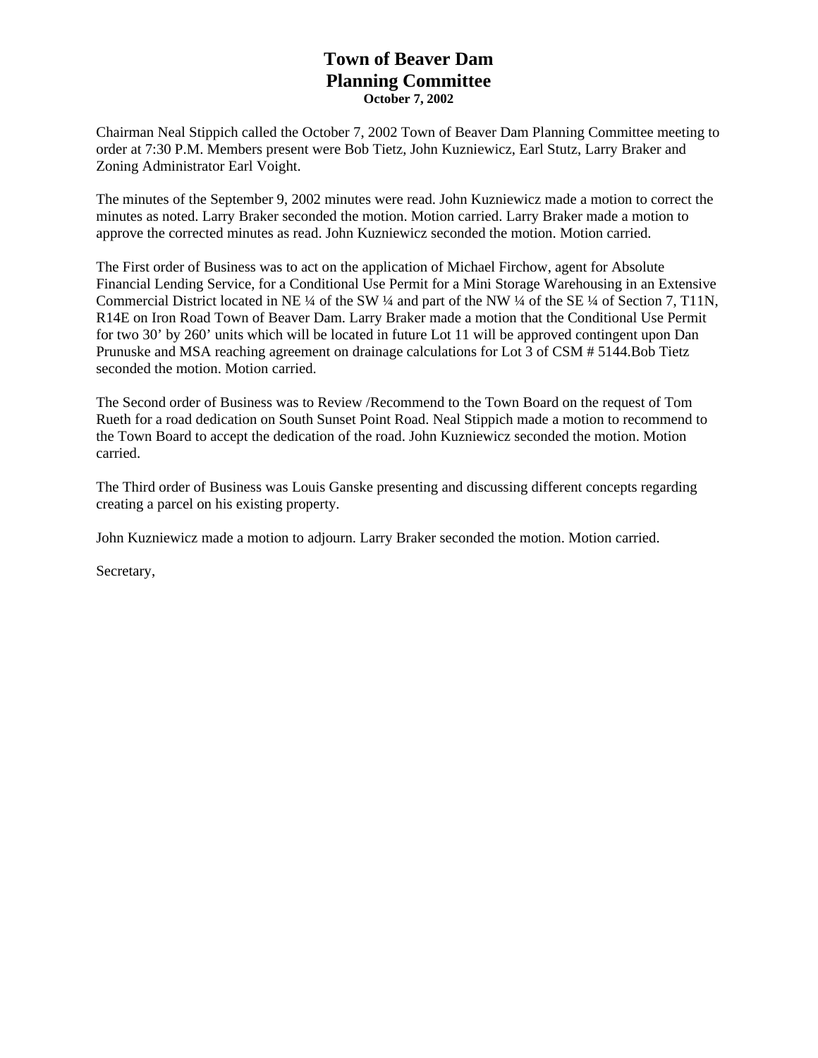# Town of Beaver Dam
# Planning Committee
**October 7, 2002**

Chairman Neal Stippich called the October 7, 2002 Town of Beaver Dam Planning Committee meeting to order at 7:30 P.M. Members present were Bob Tietz, John Kuzniewicz, Earl Stutz, Larry Braker and Zoning Administrator Earl Voight.

The minutes of the September 9, 2002 minutes were read. John Kuzniewicz made a motion to correct the minutes as noted. Larry Braker seconded the motion. Motion carried. Larry Braker made a motion to approve the corrected minutes as read. John Kuzniewicz seconded the motion. Motion carried.

The First order of Business was to act on the application of Michael Firchow, agent for Absolute Financial Lending Service, for a Conditional Use Permit for a Mini Storage Warehousing in an Extensive Commercial District located in NE ¼ of the SW ¼ and part of the NW ¼ of the SE ¼ of Section 7, T11N, R14E on Iron Road Town of Beaver Dam. Larry Braker made a motion that the Conditional Use Permit for two 30' by 260' units which will be located in future Lot 11 will be approved contingent upon Dan Prunuske and MSA reaching agreement on drainage calculations for Lot 3 of CSM # 5144.Bob Tietz seconded the motion. Motion carried.

The Second order of Business was to Review /Recommend to the Town Board on the request of Tom Rueth for a road dedication on South Sunset Point Road. Neal Stippich made a motion to recommend to the Town Board to accept the dedication of the road. John Kuzniewicz seconded the motion. Motion carried.

The Third order of Business was Louis Ganske presenting and discussing different concepts regarding creating a parcel on his existing property.

John Kuzniewicz made a motion to adjourn. Larry Braker seconded the motion. Motion carried.

Secretary,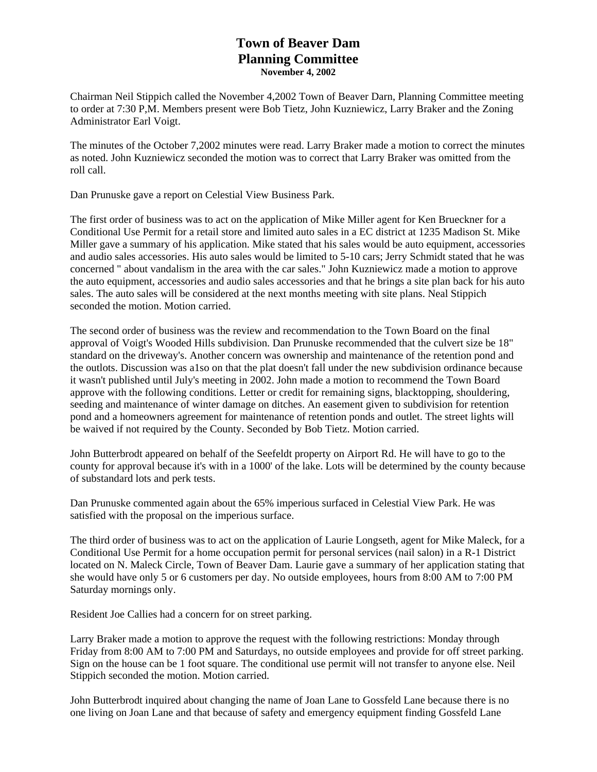# Town of Beaver Dam
# Planning Committee
**November 4, 2002**

Chairman Neil Stippich called the November 4,2002 Town of Beaver Darn, Planning Committee meeting to order at 7:30 P,M. Members present were Bob Tietz, John Kuzniewicz, Larry Braker and the Zoning Administrator Earl Voigt.

The minutes of the October 7,2002 minutes were read. Larry Braker made a motion to correct the minutes as noted. John Kuzniewicz seconded the motion was to correct that Larry Braker was omitted from the roll call.

Dan Prunuske gave a report on Celestial View Business Park.

The first order of business was to act on the application of Mike Miller agent for Ken Brueckner for a Conditional Use Permit for a retail store and limited auto sales in a EC district at 1235 Madison St. Mike Miller gave a summary of his application. Mike stated that his sales would be auto equipment, accessories and audio sales accessories. His auto sales would be limited to 5-10 cars; Jerry Schmidt stated that he was concerned " about vandalism in the area with the car sales." John Kuzniewicz made a motion to approve the auto equipment, accessories and audio sales accessories and that he brings a site plan back for his auto sales. The auto sales will be considered at the next months meeting with site plans. Neal Stippich seconded the motion. Motion carried.

The second order of business was the review and recommendation to the Town Board on the final approval of Voigt's Wooded Hills subdivision. Dan Prunuske recommended that the culvert size be 18" standard on the driveway's. Another concern was ownership and maintenance of the retention pond and the outlots. Discussion was a1so on that the plat doesn't fall under the new subdivision ordinance because it wasn't published until July's meeting in 2002. John made a motion to recommend the Town Board approve with the following conditions. Letter or credit for remaining signs, blacktopping, shouldering, seeding and maintenance of winter damage on ditches. An easement given to subdivision for retention pond and a homeowners agreement for maintenance of retention ponds and outlet. The street lights will be waived if not required by the County. Seconded by Bob Tietz. Motion carried.

John Butterbrodt appeared on behalf of the Seefeldt property on Airport Rd. He will have to go to the county for approval because it's with in a 1000' of the lake. Lots will be determined by the county because of substandard lots and perk tests.

Dan Prunuske commented again about the 65% imperious surfaced in Celestial View Park. He was satisfied with the proposal on the imperious surface.

The third order of business was to act on the application of Laurie Longseth, agent for Mike Maleck, for a Conditional Use Permit for a home occupation permit for personal services (nail salon) in a R-1 District located on N. Maleck Circle, Town of Beaver Dam. Laurie gave a summary of her application stating that she would have only 5 or 6 customers per day. No outside employees, hours from 8:00 AM to 7:00 PM Saturday mornings only.

Resident Joe Callies had a concern for on street parking.

Larry Braker made a motion to approve the request with the following restrictions: Monday through Friday from 8:00 AM to 7:00 PM and Saturdays, no outside employees and provide for off street parking. Sign on the house can be 1 foot square. The conditional use permit will not transfer to anyone else. Neil Stippich seconded the motion. Motion carried.

John Butterbrodt inquired about changing the name of Joan Lane to Gossfeld Lane because there is no one living on Joan Lane and that because of safety and emergency equipment finding Gossfeld Lane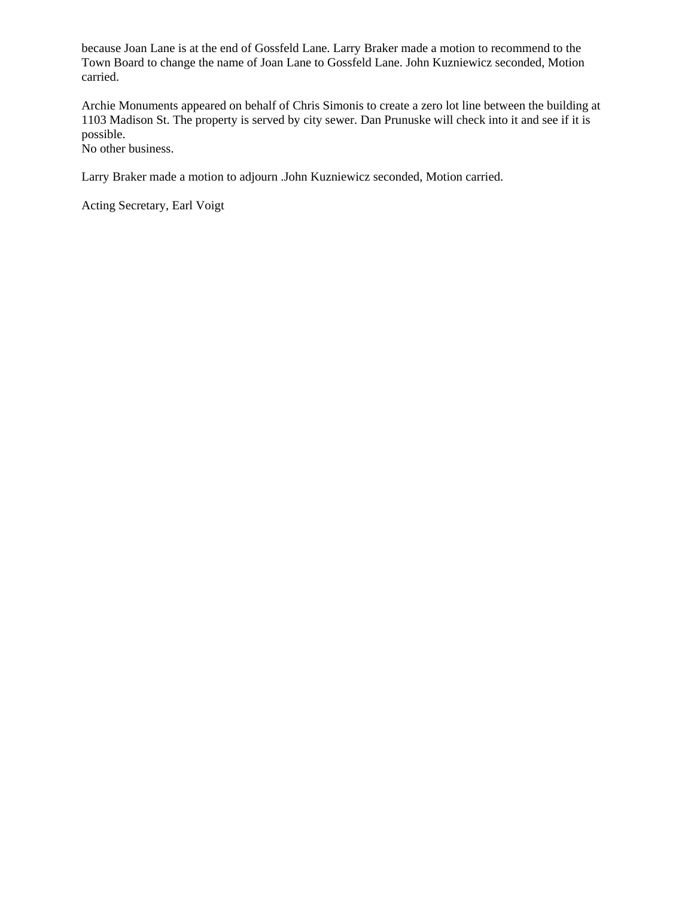because Joan Lane is at the end of Gossfeld Lane. Larry Braker made a motion to recommend to the Town Board to change the name of Joan Lane to Gossfeld Lane. John Kuzniewicz seconded, Motion carried.

Archie Monuments appeared on behalf of Chris Simonis to create a zero lot line between the building at 1103 Madison St. The property is served by city sewer. Dan Prunuske will check into it and see if it is possible.
No other business.

Larry Braker made a motion to adjourn .John Kuzniewicz seconded, Motion carried.

Acting Secretary, Earl Voigt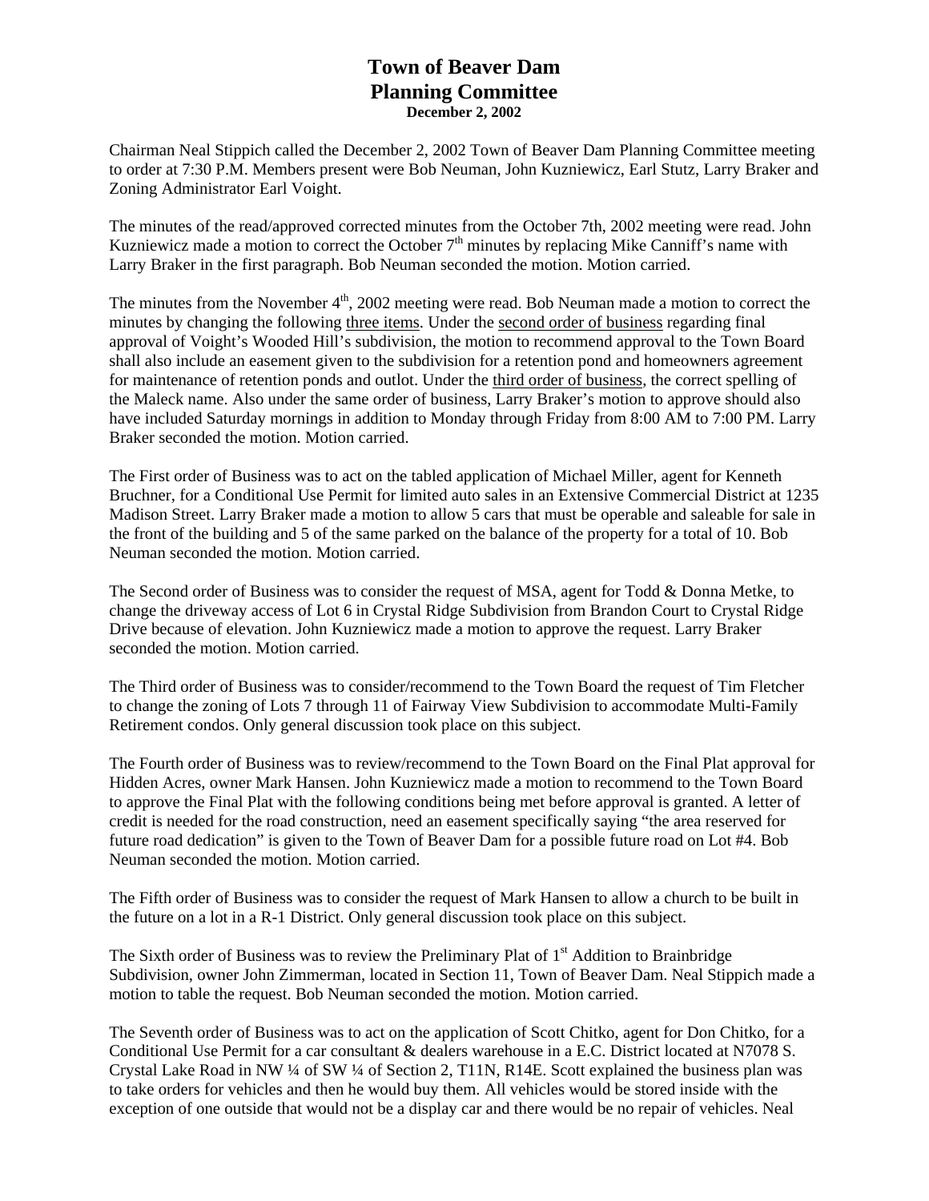# Town of Beaver Dam
# Planning Committee
**December 2, 2002**

Chairman Neal Stippich called the December 2, 2002 Town of Beaver Dam Planning Committee meeting to order at 7:30 P.M. Members present were Bob Neuman, John Kuzniewicz, Earl Stutz, Larry Braker and Zoning Administrator Earl Voight.

The minutes of the read/approved corrected minutes from the October 7th, 2002 meeting were read. John Kuzniewicz made a motion to correct the October 7th minutes by replacing Mike Canniff's name with Larry Braker in the first paragraph. Bob Neuman seconded the motion. Motion carried.

The minutes from the November 4th, 2002 meeting were read. Bob Neuman made a motion to correct the minutes by changing the following <u>three items</u>. Under the <u>second order of business</u> regarding final approval of Voight's Wooded Hill's subdivision, the motion to recommend approval to the Town Board shall also include an easement given to the subdivision for a retention pond and homeowners agreement for maintenance of retention ponds and outlot. Under the <u>third order of business</u>, the correct spelling of the Maleck name. Also under the same order of business, Larry Braker's motion to approve should also have included Saturday mornings in addition to Monday through Friday from 8:00 AM to 7:00 PM. Larry Braker seconded the motion. Motion carried.

The First order of Business was to act on the tabled application of Michael Miller, agent for Kenneth Bruchner, for a Conditional Use Permit for limited auto sales in an Extensive Commercial District at 1235 Madison Street. Larry Braker made a motion to allow 5 cars that must be operable and saleable for sale in the front of the building and 5 of the same parked on the balance of the property for a total of 10. Bob Neuman seconded the motion. Motion carried.

The Second order of Business was to consider the request of MSA, agent for Todd & Donna Metke, to change the driveway access of Lot 6 in Crystal Ridge Subdivision from Brandon Court to Crystal Ridge Drive because of elevation. John Kuzniewicz made a motion to approve the request. Larry Braker seconded the motion. Motion carried.

The Third order of Business was to consider/recommend to the Town Board the request of Tim Fletcher to change the zoning of Lots 7 through 11 of Fairway View Subdivision to accommodate Multi-Family Retirement condos. Only general discussion took place on this subject.

The Fourth order of Business was to review/recommend to the Town Board on the Final Plat approval for Hidden Acres, owner Mark Hansen. John Kuzniewicz made a motion to recommend to the Town Board to approve the Final Plat with the following conditions being met before approval is granted. A letter of credit is needed for the road construction, need an easement specifically saying "the area reserved for future road dedication" is given to the Town of Beaver Dam for a possible future road on Lot #4. Bob Neuman seconded the motion. Motion carried.

The Fifth order of Business was to consider the request of Mark Hansen to allow a church to be built in the future on a lot in a R-1 District. Only general discussion took place on this subject.

The Sixth order of Business was to review the Preliminary Plat of 1st Addition to Brainbridge Subdivision, owner John Zimmerman, located in Section 11, Town of Beaver Dam. Neal Stippich made a motion to table the request. Bob Neuman seconded the motion. Motion carried.

The Seventh order of Business was to act on the application of Scott Chitko, agent for Don Chitko, for a Conditional Use Permit for a car consultant & dealers warehouse in a E.C. District located at N7078 S. Crystal Lake Road in NW ¼ of SW ¼ of Section 2, T11N, R14E. Scott explained the business plan was to take orders for vehicles and then he would buy them. All vehicles would be stored inside with the exception of one outside that would not be a display car and there would be no repair of vehicles. Neal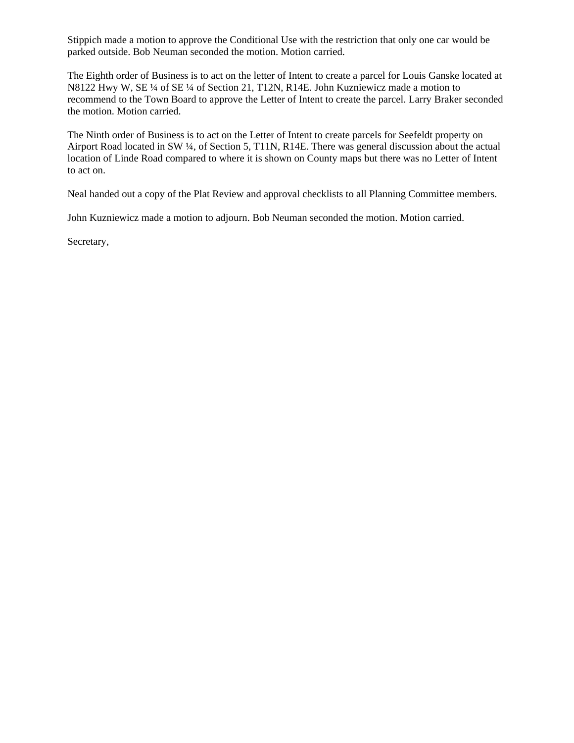Stippich made a motion to approve the Conditional Use with the restriction that only one car would be parked outside. Bob Neuman seconded the motion. Motion carried.

The Eighth order of Business is to act on the letter of Intent to create a parcel for Louis Ganske located at N8122 Hwy W, SE ¼ of SE ¼ of Section 21, T12N, R14E. John Kuzniewicz made a motion to recommend to the Town Board to approve the Letter of Intent to create the parcel. Larry Braker seconded the motion. Motion carried.

The Ninth order of Business is to act on the Letter of Intent to create parcels for Seefeldt property on Airport Road located in SW ¼, of Section 5, T11N, R14E. There was general discussion about the actual location of Linde Road compared to where it is shown on County maps but there was no Letter of Intent to act on.

Neal handed out a copy of the Plat Review and approval checklists to all Planning Committee members.

John Kuzniewicz made a motion to adjourn. Bob Neuman seconded the motion. Motion carried.

Secretary,